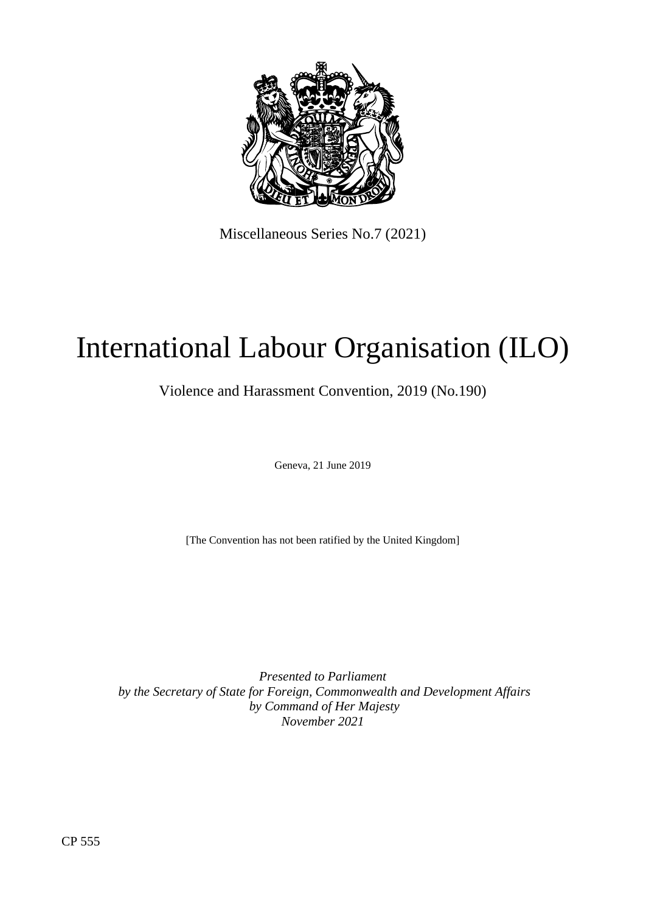Miscellaneous Series No.7 (2021)

# International Labour Organisation (ILO)

## Violence and Harassment Convention, 2019 (No.190)

Geneva, 21 June 2019

[The Convention has not been ratified by the United Kingdom]

*Presented to Parliament*
*by the Secretary of State for Foreign, Commonwealth and Development Affairs*
*by Command of Her Majesty*
*November 2021*

CP 555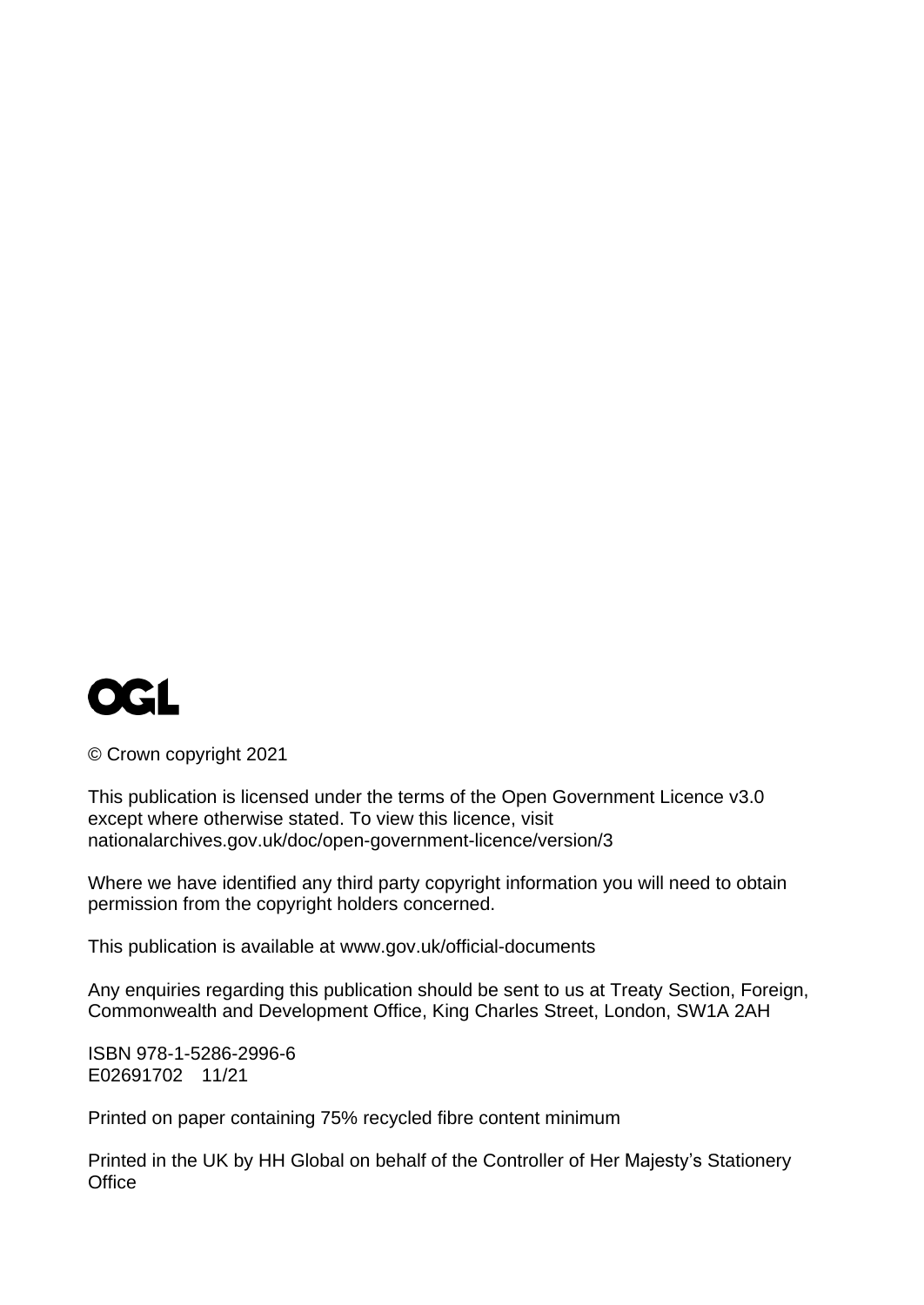OGL

© Crown copyright 2021

This publication is licensed under the terms of the Open Government Licence v3.0 except where otherwise stated. To view this licence, visit nationalarchives.gov.uk/doc/open-government-licence/version/3

Where we have identified any third party copyright information you will need to obtain permission from the copyright holders concerned.

This publication is available at www.gov.uk/official-documents

Any enquiries regarding this publication should be sent to us at Treaty Section, Foreign, Commonwealth and Development Office, King Charles Street, London, SW1A 2AH

ISBN 978-1-5286-2996-6
E02691702 11/21

Printed on paper containing 75% recycled fibre content minimum

Printed in the UK by HH Global on behalf of the Controller of Her Majesty's Stationery Office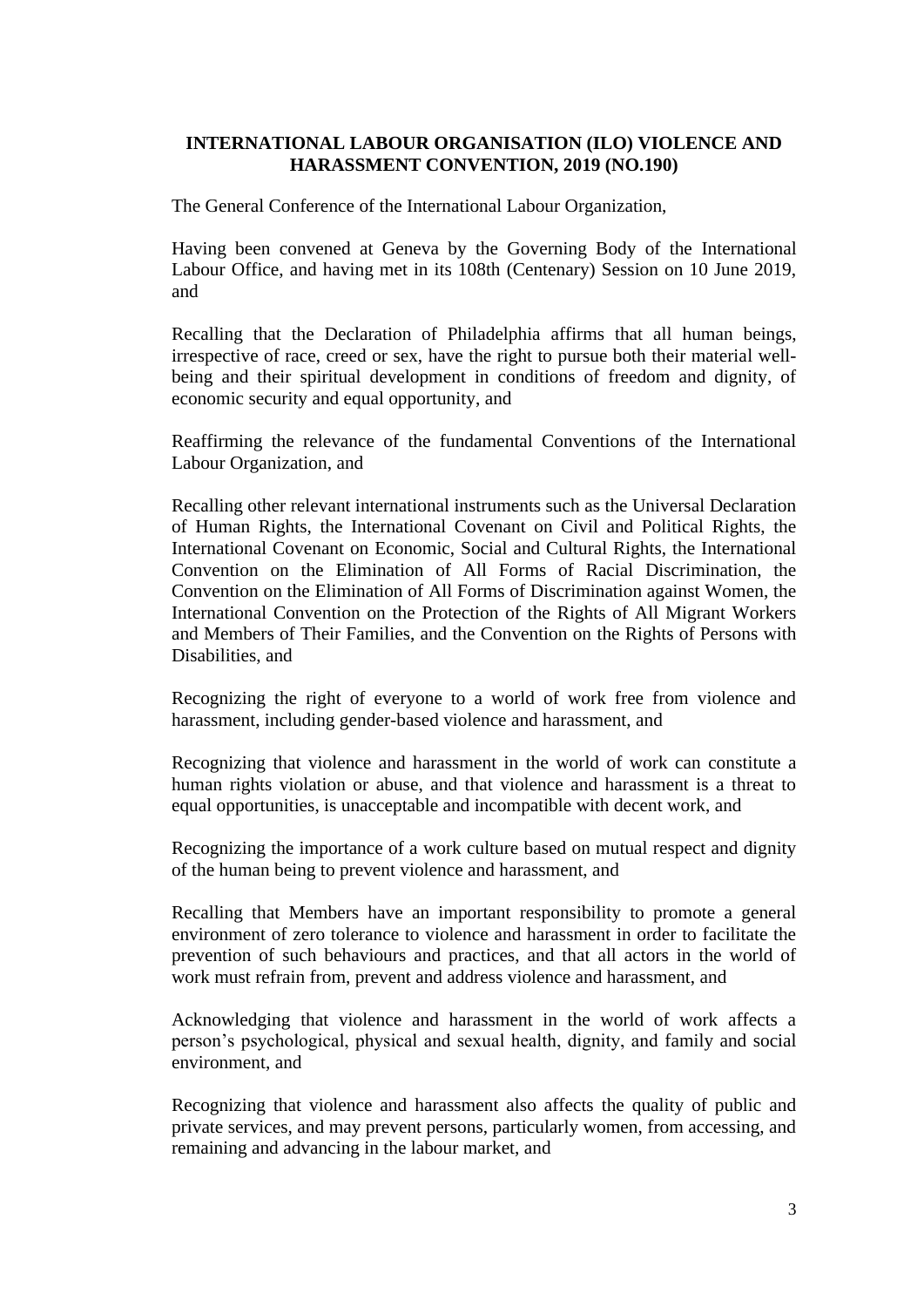**INTERNATIONAL LABOUR ORGANISATION (ILO) VIOLENCE AND HARASSMENT CONVENTION, 2019 (NO.190)**

The General Conference of the International Labour Organization,

Having been convened at Geneva by the Governing Body of the International Labour Office, and having met in its 108th (Centenary) Session on 10 June 2019, and

Recalling that the Declaration of Philadelphia affirms that all human beings, irrespective of race, creed or sex, have the right to pursue both their material well-being and their spiritual development in conditions of freedom and dignity, of economic security and equal opportunity, and

Reaffirming the relevance of the fundamental Conventions of the International Labour Organization, and

Recalling other relevant international instruments such as the Universal Declaration of Human Rights, the International Covenant on Civil and Political Rights, the International Covenant on Economic, Social and Cultural Rights, the International Convention on the Elimination of All Forms of Racial Discrimination, the Convention on the Elimination of All Forms of Discrimination against Women, the International Convention on the Protection of the Rights of All Migrant Workers and Members of Their Families, and the Convention on the Rights of Persons with Disabilities, and

Recognizing the right of everyone to a world of work free from violence and harassment, including gender-based violence and harassment, and

Recognizing that violence and harassment in the world of work can constitute a human rights violation or abuse, and that violence and harassment is a threat to equal opportunities, is unacceptable and incompatible with decent work, and

Recognizing the importance of a work culture based on mutual respect and dignity of the human being to prevent violence and harassment, and

Recalling that Members have an important responsibility to promote a general environment of zero tolerance to violence and harassment in order to facilitate the prevention of such behaviours and practices, and that all actors in the world of work must refrain from, prevent and address violence and harassment, and

Acknowledging that violence and harassment in the world of work affects a person's psychological, physical and sexual health, dignity, and family and social environment, and

Recognizing that violence and harassment also affects the quality of public and private services, and may prevent persons, particularly women, from accessing, and remaining and advancing in the labour market, and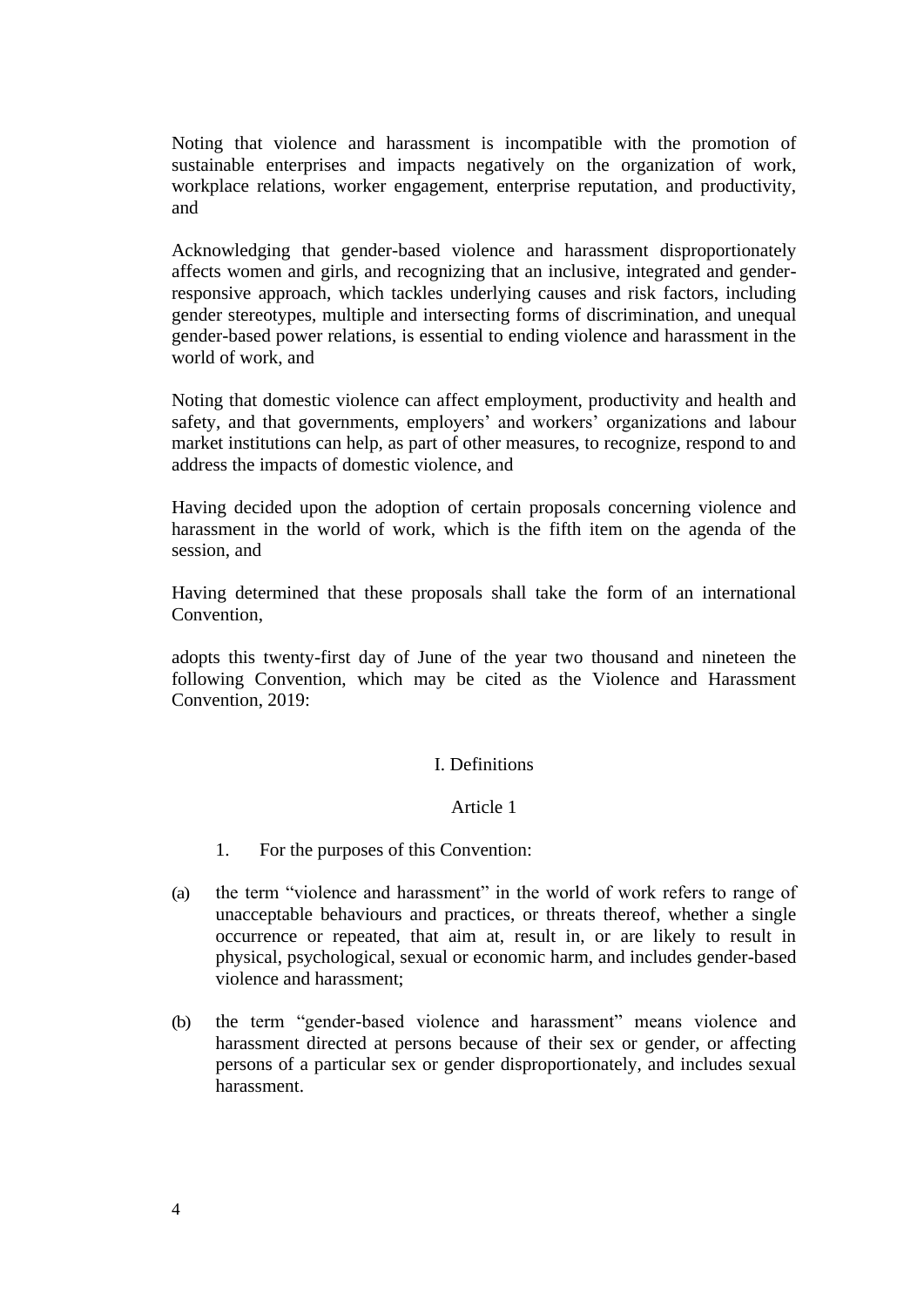Noting that violence and harassment is incompatible with the promotion of sustainable enterprises and impacts negatively on the organization of work, workplace relations, worker engagement, enterprise reputation, and productivity, and

Acknowledging that gender-based violence and harassment disproportionately affects women and girls, and recognizing that an inclusive, integrated and gender-responsive approach, which tackles underlying causes and risk factors, including gender stereotypes, multiple and intersecting forms of discrimination, and unequal gender-based power relations, is essential to ending violence and harassment in the world of work, and

Noting that domestic violence can affect employment, productivity and health and safety, and that governments, employers' and workers' organizations and labour market institutions can help, as part of other measures, to recognize, respond to and address the impacts of domestic violence, and

Having decided upon the adoption of certain proposals concerning violence and harassment in the world of work, which is the fifth item on the agenda of the session, and

Having determined that these proposals shall take the form of an international Convention,

adopts this twenty-first day of June of the year two thousand and nineteen the following Convention, which may be cited as the Violence and Harassment Convention, 2019:

## I. Definitions

### Article 1

1. For the purposes of this Convention:

(a) the term "violence and harassment" in the world of work refers to range of unacceptable behaviours and practices, or threats thereof, whether a single occurrence or repeated, that aim at, result in, or are likely to result in physical, psychological, sexual or economic harm, and includes gender-based violence and harassment;

(b) the term "gender-based violence and harassment" means violence and harassment directed at persons because of their sex or gender, or affecting persons of a particular sex or gender disproportionately, and includes sexual harassment.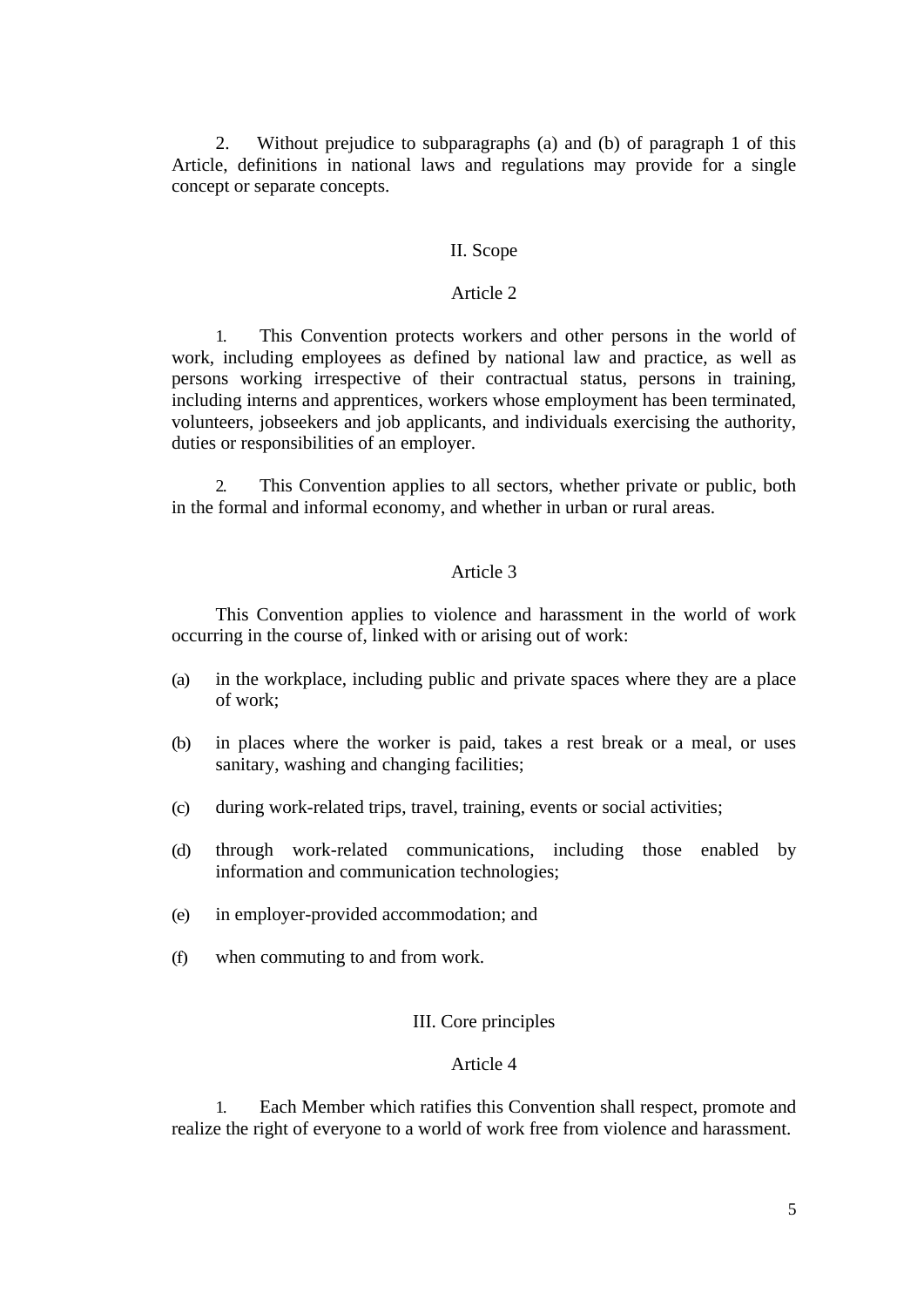2. Without prejudice to subparagraphs (a) and (b) of paragraph 1 of this Article, definitions in national laws and regulations may provide for a single concept or separate concepts.

## II. Scope

### Article 2

1. This Convention protects workers and other persons in the world of work, including employees as defined by national law and practice, as well as persons working irrespective of their contractual status, persons in training, including interns and apprentices, workers whose employment has been terminated, volunteers, jobseekers and job applicants, and individuals exercising the authority, duties or responsibilities of an employer.

2. This Convention applies to all sectors, whether private or public, both in the formal and informal economy, and whether in urban or rural areas.

### Article 3

This Convention applies to violence and harassment in the world of work occurring in the course of, linked with or arising out of work:

(a) in the workplace, including public and private spaces where they are a place of work;

(b) in places where the worker is paid, takes a rest break or a meal, or uses sanitary, washing and changing facilities;

(c) during work-related trips, travel, training, events or social activities;

(d) through work-related communications, including those enabled by information and communication technologies;

(e) in employer-provided accommodation; and

(f) when commuting to and from work.

## III. Core principles

### Article 4

1. Each Member which ratifies this Convention shall respect, promote and realize the right of everyone to a world of work free from violence and harassment.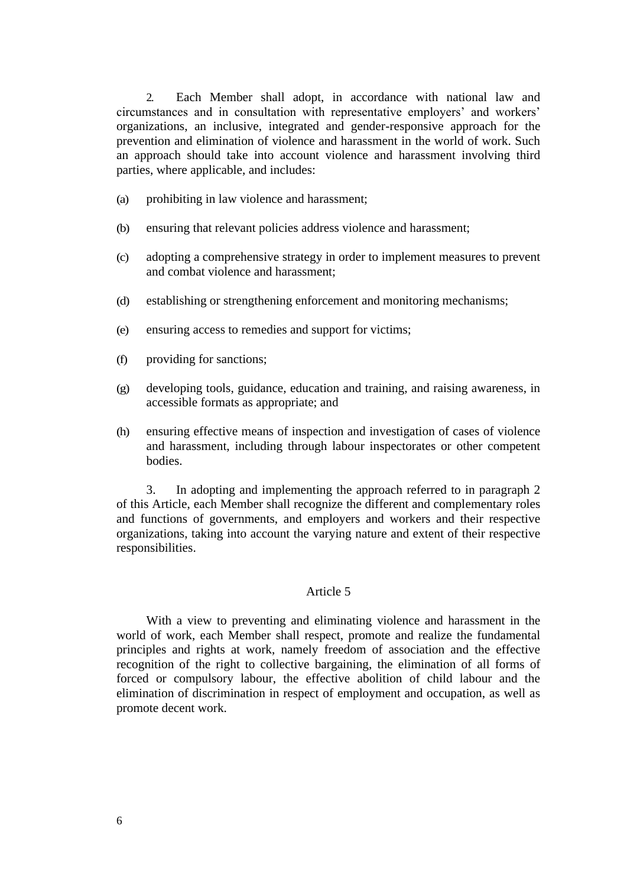2. Each Member shall adopt, in accordance with national law and circumstances and in consultation with representative employers' and workers' organizations, an inclusive, integrated and gender-responsive approach for the prevention and elimination of violence and harassment in the world of work. Such an approach should take into account violence and harassment involving third parties, where applicable, and includes:

(a) prohibiting in law violence and harassment;

(b) ensuring that relevant policies address violence and harassment;

(c) adopting a comprehensive strategy in order to implement measures to prevent and combat violence and harassment;

(d) establishing or strengthening enforcement and monitoring mechanisms;

(e) ensuring access to remedies and support for victims;

(f) providing for sanctions;

(g) developing tools, guidance, education and training, and raising awareness, in accessible formats as appropriate; and

(h) ensuring effective means of inspection and investigation of cases of violence and harassment, including through labour inspectorates or other competent bodies.

3. In adopting and implementing the approach referred to in paragraph 2 of this Article, each Member shall recognize the different and complementary roles and functions of governments, and employers and workers and their respective organizations, taking into account the varying nature and extent of their respective responsibilities.

## Article 5

With a view to preventing and eliminating violence and harassment in the world of work, each Member shall respect, promote and realize the fundamental principles and rights at work, namely freedom of association and the effective recognition of the right to collective bargaining, the elimination of all forms of forced or compulsory labour, the effective abolition of child labour and the elimination of discrimination in respect of employment and occupation, as well as promote decent work.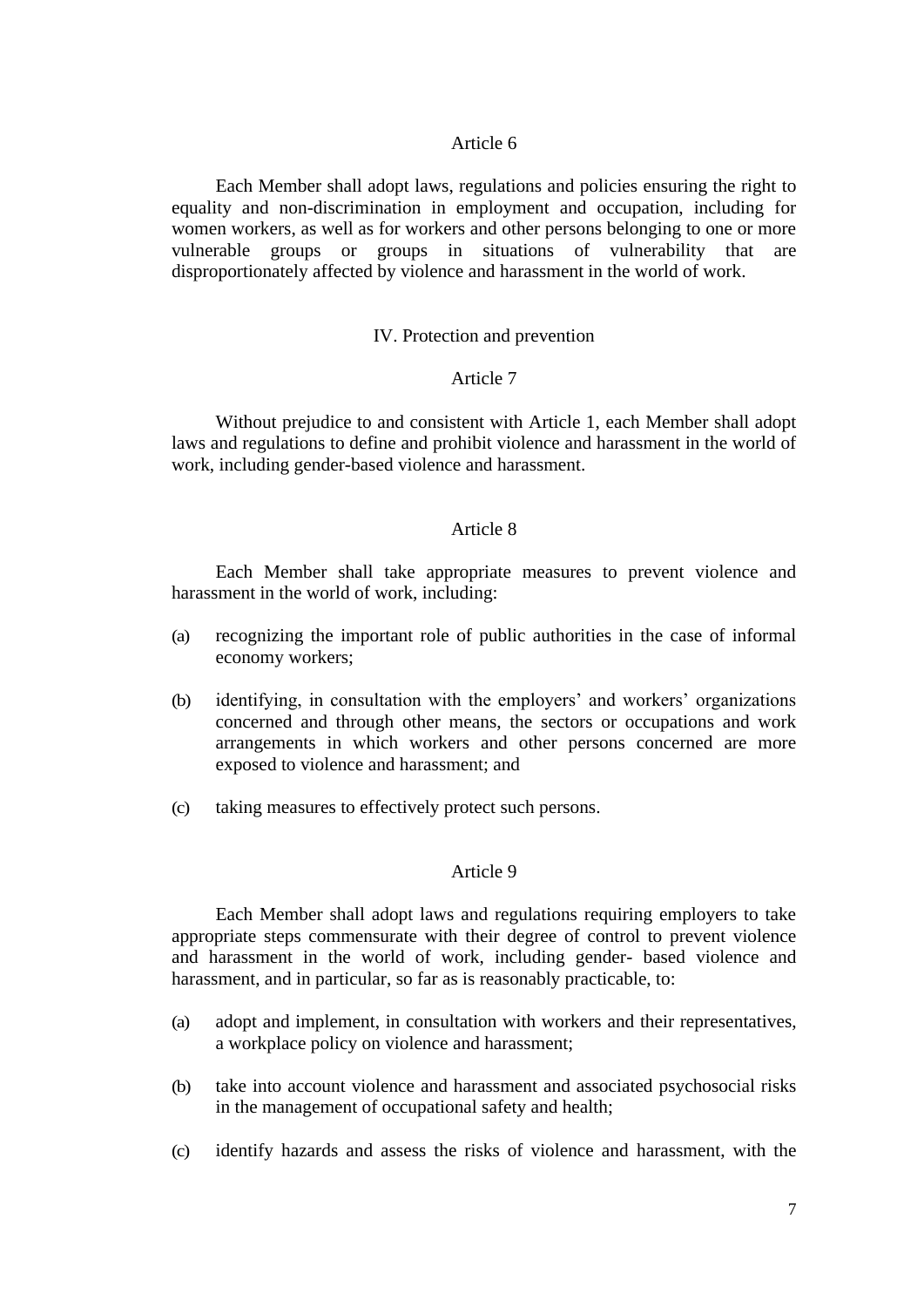### Article 6

Each Member shall adopt laws, regulations and policies ensuring the right to equality and non-discrimination in employment and occupation, including for women workers, as well as for workers and other persons belonging to one or more vulnerable groups or groups in situations of vulnerability that are disproportionately affected by violence and harassment in the world of work.

## IV. Protection and prevention

### Article 7

Without prejudice to and consistent with Article 1, each Member shall adopt laws and regulations to define and prohibit violence and harassment in the world of work, including gender-based violence and harassment.

### Article 8

Each Member shall take appropriate measures to prevent violence and harassment in the world of work, including:

(a) recognizing the important role of public authorities in the case of informal economy workers;

(b) identifying, in consultation with the employers' and workers' organizations concerned and through other means, the sectors or occupations and work arrangements in which workers and other persons concerned are more exposed to violence and harassment; and

(c) taking measures to effectively protect such persons.

### Article 9

Each Member shall adopt laws and regulations requiring employers to take appropriate steps commensurate with their degree of control to prevent violence and harassment in the world of work, including gender- based violence and harassment, and in particular, so far as is reasonably practicable, to:

(a) adopt and implement, in consultation with workers and their representatives, a workplace policy on violence and harassment;

(b) take into account violence and harassment and associated psychosocial risks in the management of occupational safety and health;

(c) identify hazards and assess the risks of violence and harassment, with the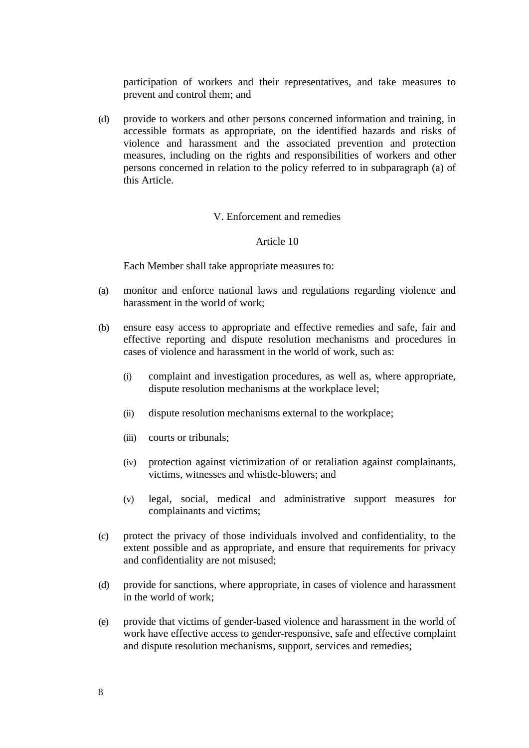participation of workers and their representatives, and take measures to prevent and control them; and

(d) provide to workers and other persons concerned information and training, in accessible formats as appropriate, on the identified hazards and risks of violence and harassment and the associated prevention and protection measures, including on the rights and responsibilities of workers and other persons concerned in relation to the policy referred to in subparagraph (a) of this Article.

## V. Enforcement and remedies

### Article 10

Each Member shall take appropriate measures to:

(a) monitor and enforce national laws and regulations regarding violence and harassment in the world of work;

(b) ensure easy access to appropriate and effective remedies and safe, fair and effective reporting and dispute resolution mechanisms and procedures in cases of violence and harassment in the world of work, such as:

   (i) complaint and investigation procedures, as well as, where appropriate, dispute resolution mechanisms at the workplace level;

   (ii) dispute resolution mechanisms external to the workplace;

   (iii) courts or tribunals;

   (iv) protection against victimization of or retaliation against complainants, victims, witnesses and whistle-blowers; and

   (v) legal, social, medical and administrative support measures for complainants and victims;

(c) protect the privacy of those individuals involved and confidentiality, to the extent possible and as appropriate, and ensure that requirements for privacy and confidentiality are not misused;

(d) provide for sanctions, where appropriate, in cases of violence and harassment in the world of work;

(e) provide that victims of gender-based violence and harassment in the world of work have effective access to gender-responsive, safe and effective complaint and dispute resolution mechanisms, support, services and remedies;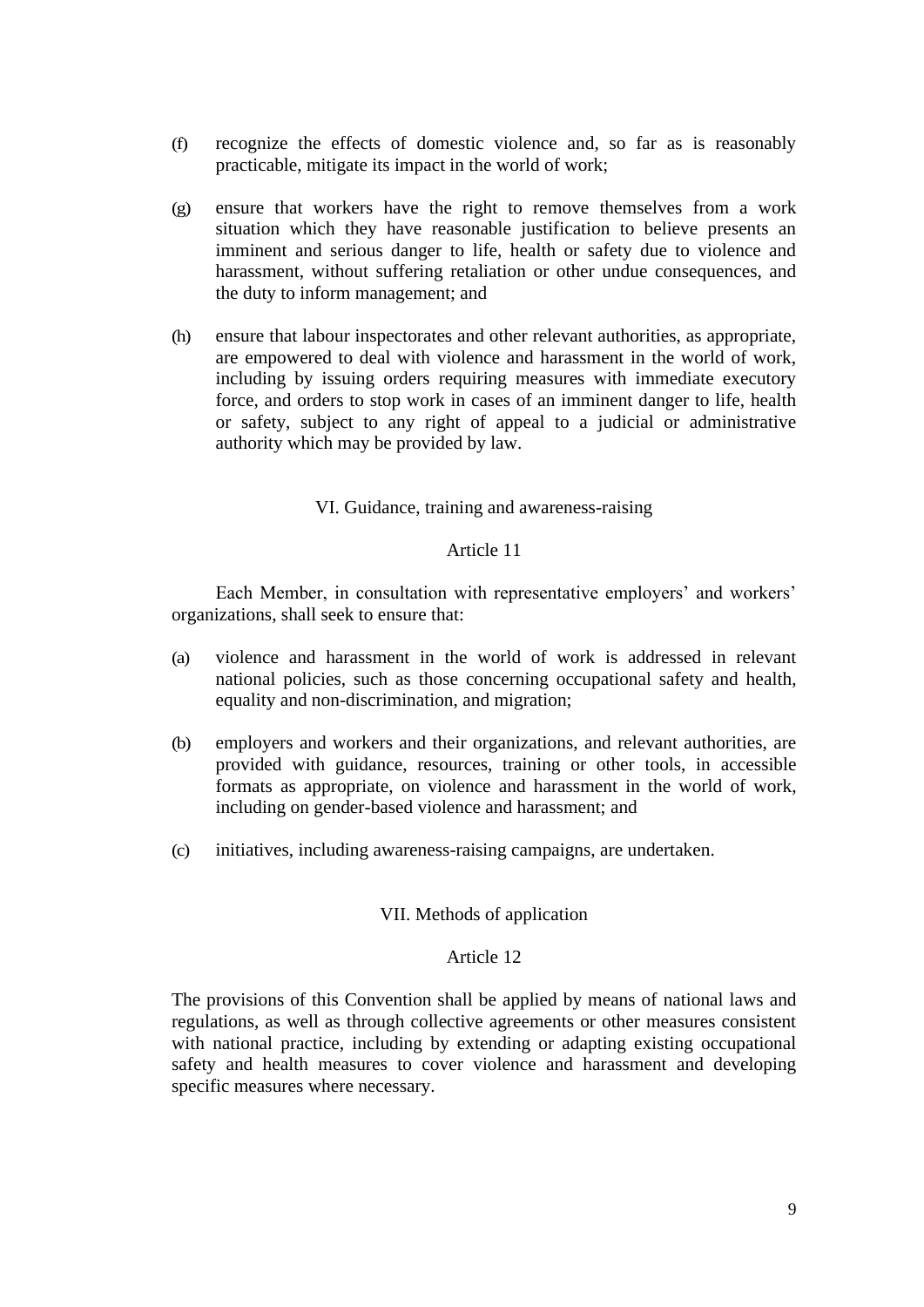(f) recognize the effects of domestic violence and, so far as is reasonably practicable, mitigate its impact in the world of work;

(g) ensure that workers have the right to remove themselves from a work situation which they have reasonable justification to believe presents an imminent and serious danger to life, health or safety due to violence and harassment, without suffering retaliation or other undue consequences, and the duty to inform management; and

(h) ensure that labour inspectorates and other relevant authorities, as appropriate, are empowered to deal with violence and harassment in the world of work, including by issuing orders requiring measures with immediate executory force, and orders to stop work in cases of an imminent danger to life, health or safety, subject to any right of appeal to a judicial or administrative authority which may be provided by law.

## VI. Guidance, training and awareness-raising

### Article 11

Each Member, in consultation with representative employers' and workers' organizations, shall seek to ensure that:

(a) violence and harassment in the world of work is addressed in relevant national policies, such as those concerning occupational safety and health, equality and non-discrimination, and migration;

(b) employers and workers and their organizations, and relevant authorities, are provided with guidance, resources, training or other tools, in accessible formats as appropriate, on violence and harassment in the world of work, including on gender-based violence and harassment; and

(c) initiatives, including awareness-raising campaigns, are undertaken.

## VII. Methods of application

### Article 12

The provisions of this Convention shall be applied by means of national laws and regulations, as well as through collective agreements or other measures consistent with national practice, including by extending or adapting existing occupational safety and health measures to cover violence and harassment and developing specific measures where necessary.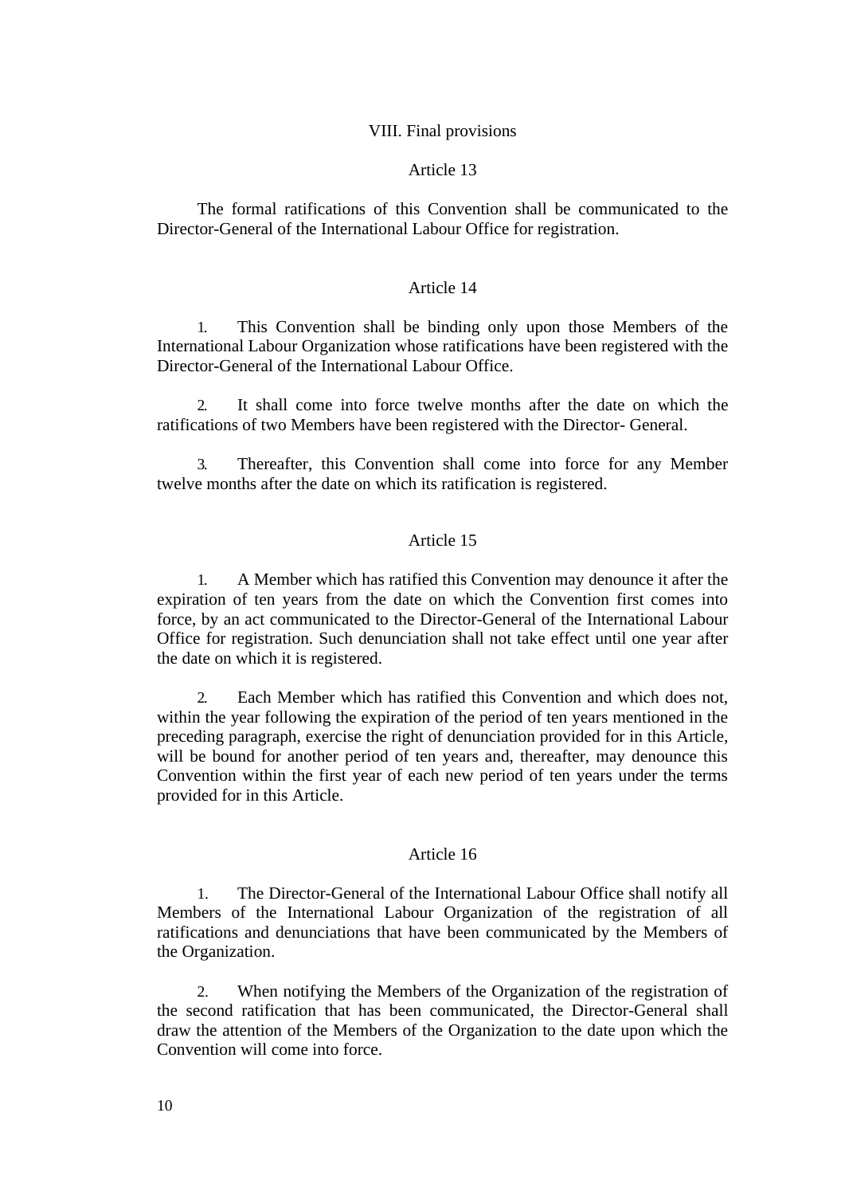## VIII. Final provisions

### Article 13

The formal ratifications of this Convention shall be communicated to the Director-General of the International Labour Office for registration.

### Article 14

1. This Convention shall be binding only upon those Members of the International Labour Organization whose ratifications have been registered with the Director-General of the International Labour Office.

2. It shall come into force twelve months after the date on which the ratifications of two Members have been registered with the Director- General.

3. Thereafter, this Convention shall come into force for any Member twelve months after the date on which its ratification is registered.

### Article 15

1. A Member which has ratified this Convention may denounce it after the expiration of ten years from the date on which the Convention first comes into force, by an act communicated to the Director-General of the International Labour Office for registration. Such denunciation shall not take effect until one year after the date on which it is registered.

2. Each Member which has ratified this Convention and which does not, within the year following the expiration of the period of ten years mentioned in the preceding paragraph, exercise the right of denunciation provided for in this Article, will be bound for another period of ten years and, thereafter, may denounce this Convention within the first year of each new period of ten years under the terms provided for in this Article.

### Article 16

1. The Director-General of the International Labour Office shall notify all Members of the International Labour Organization of the registration of all ratifications and denunciations that have been communicated by the Members of the Organization.

2. When notifying the Members of the Organization of the registration of the second ratification that has been communicated, the Director-General shall draw the attention of the Members of the Organization to the date upon which the Convention will come into force.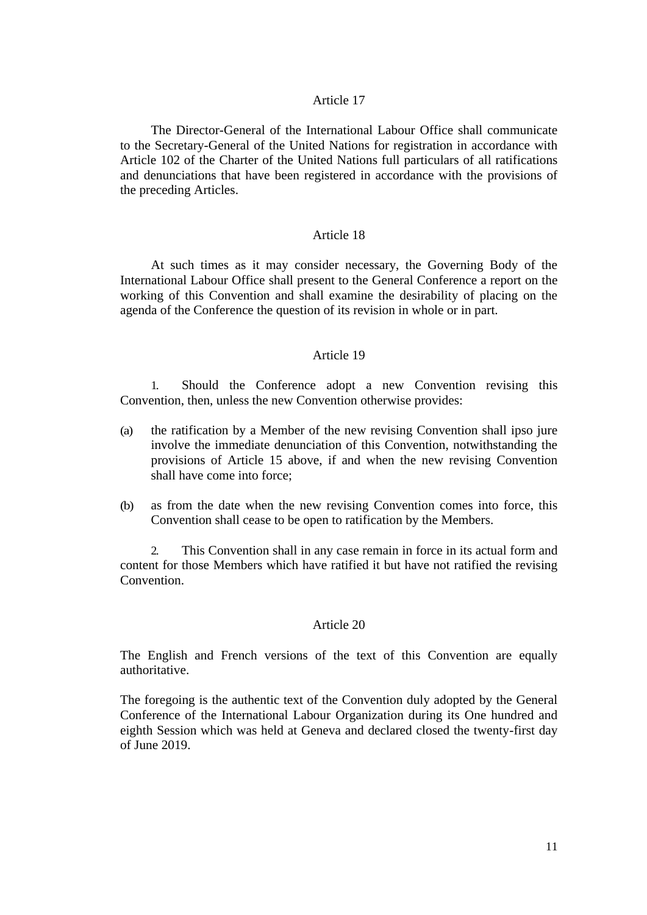## Article 17

The Director-General of the International Labour Office shall communicate to the Secretary-General of the United Nations for registration in accordance with Article 102 of the Charter of the United Nations full particulars of all ratifications and denunciations that have been registered in accordance with the provisions of the preceding Articles.

## Article 18

At such times as it may consider necessary, the Governing Body of the International Labour Office shall present to the General Conference a report on the working of this Convention and shall examine the desirability of placing on the agenda of the Conference the question of its revision in whole or in part.

## Article 19

1. Should the Conference adopt a new Convention revising this Convention, then, unless the new Convention otherwise provides:

(a) the ratification by a Member of the new revising Convention shall ipso jure involve the immediate denunciation of this Convention, notwithstanding the provisions of Article 15 above, if and when the new revising Convention shall have come into force;

(b) as from the date when the new revising Convention comes into force, this Convention shall cease to be open to ratification by the Members.

2. This Convention shall in any case remain in force in its actual form and content for those Members which have ratified it but have not ratified the revising Convention.

## Article 20

The English and French versions of the text of this Convention are equally authoritative.

The foregoing is the authentic text of the Convention duly adopted by the General Conference of the International Labour Organization during its One hundred and eighth Session which was held at Geneva and declared closed the twenty-first day of June 2019.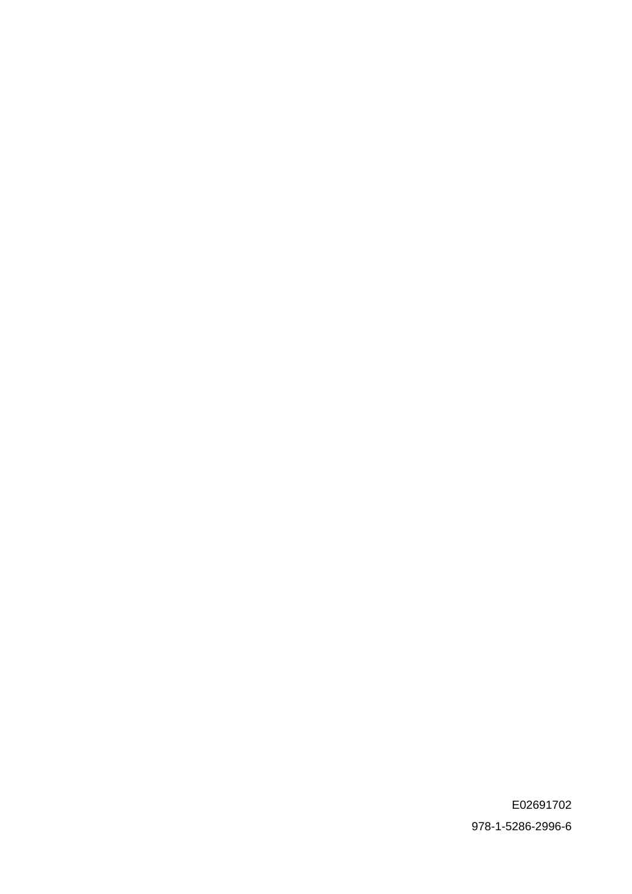E02691702

978-1-5286-2996-6